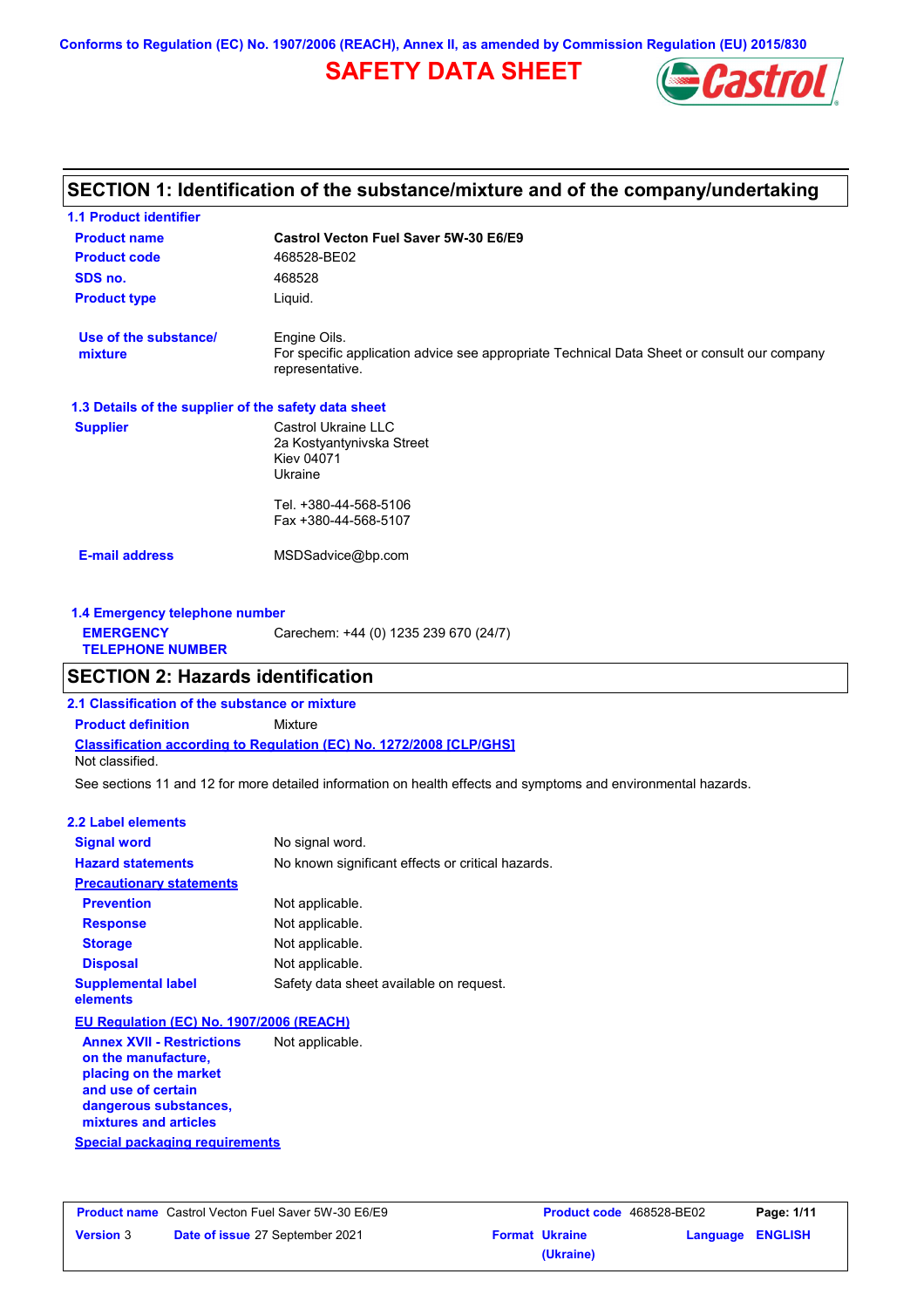Conforms to Regulation (EC) No. 1907/2006 (REACH), Annex II, as amended by Commission Regulation (EU) 2015/830

# SAFETY DATA SHEET

## SECTION 1: Identification of the substance/mixture and of the company/undertaking

### 1.1 Product identifier

| | |
|---|---|
| **Product name** | **Castrol Vecton Fuel Saver 5W-30 E6/E9** |
| **Product code** | 468528-BE02 |
| **SDS no.** | 468528 |
| **Product type** | Liquid. |
| **Use of the substance/ mixture** | Engine Oils. For specific application advice see appropriate Technical Data Sheet or consult our company representative. |

### 1.3 Details of the supplier of the safety data sheet

**Supplier**
Castrol Ukraine LLC
2a Kostyantynivska Street
Kiev 04071
Ukraine

Tel. +380-44-568-5106
Fax +380-44-568-5107

**E-mail address** MSDSadvice@bp.com

### 1.4 Emergency telephone number

**EMERGENCY TELEPHONE NUMBER** Carechem: +44 (0) 1235 239 670 (24/7)

## SECTION 2: Hazards identification

### 2.1 Classification of the substance or mixture

**Product definition** Mixture

**Classification according to Regulation (EC) No. 1272/2008 [CLP/GHS]**
Not classified.

See sections 11 and 12 for more detailed information on health effects and symptoms and environmental hazards.

### 2.2 Label elements

| | |
|---|---|
| **Signal word** | No signal word. |
| **Hazard statements** | No known significant effects or critical hazards. |

**Precautionary statements**

| | |
|---|---|
| **Prevention** | Not applicable. |
| **Response** | Not applicable. |
| **Storage** | Not applicable. |
| **Disposal** | Not applicable. |
| **Supplemental label elements** | Safety data sheet available on request. |

**EU Regulation (EC) No. 1907/2006 (REACH)**

| | |
|---|---|
| **Annex XVII - Restrictions on the manufacture, placing on the market and use of certain dangerous substances, mixtures and articles** | Not applicable. |

**Special packaging requirements**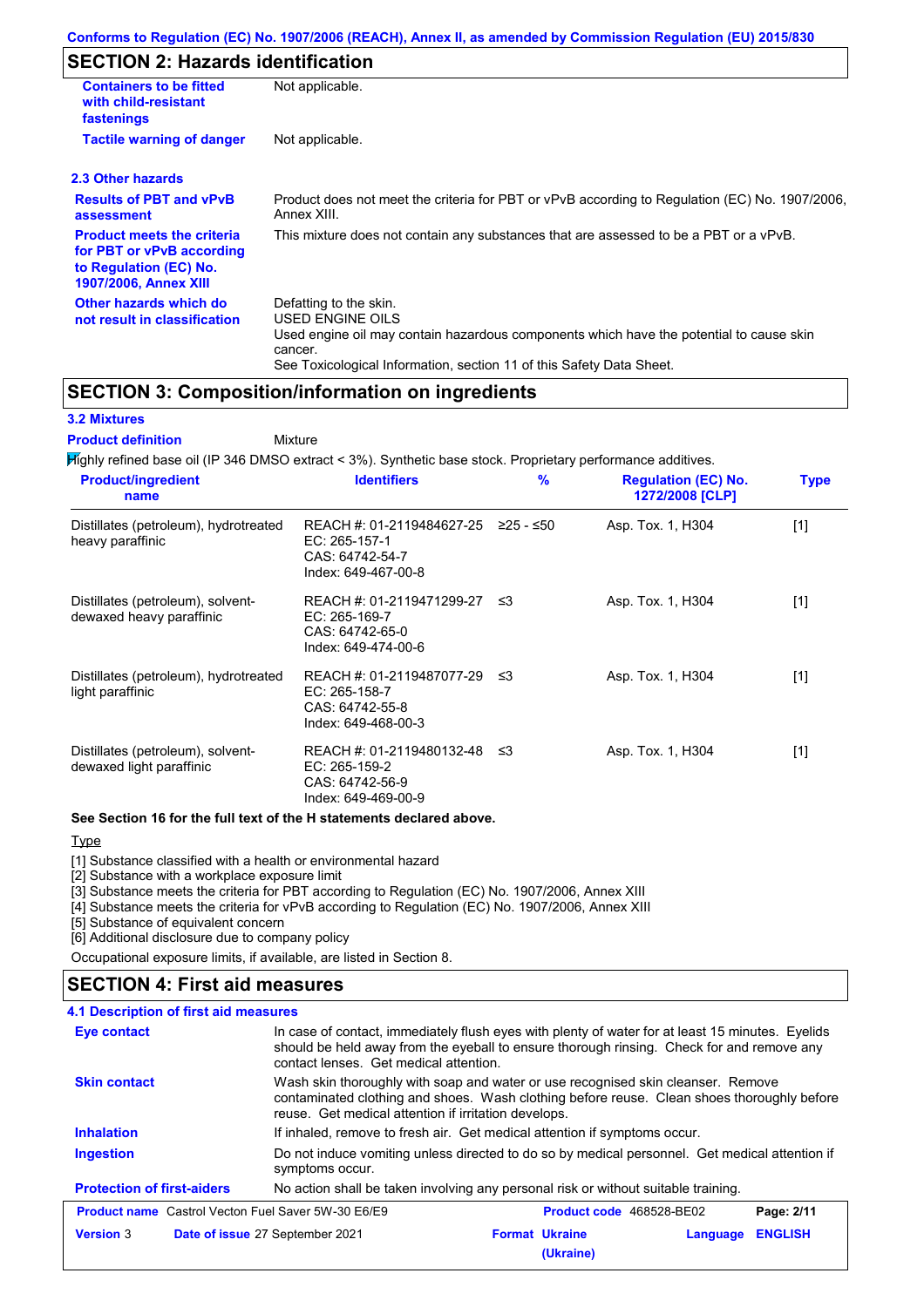## SECTION 2: Hazards identification

| | |
|---|---|
| **Containers to be fitted with child-resistant fastenings** | Not applicable. |
| **Tactile warning of danger** | Not applicable. |

### 2.3 Other hazards

| | |
|---|---|
| **Results of PBT and vPvB assessment** | Product does not meet the criteria for PBT or vPvB according to Regulation (EC) No. 1907/2006, Annex XIII. |
| **Product meets the criteria for PBT or vPvB according to Regulation (EC) No. 1907/2006, Annex XIII** | This mixture does not contain any substances that are assessed to be a PBT or a vPvB. |
| **Other hazards which do not result in classification** | Defatting to the skin.<br>USED ENGINE OILS<br>Used engine oil may contain hazardous components which have the potential to cause skin cancer.<br>See Toxicological Information, section 11 of this Safety Data Sheet. |

## SECTION 3: Composition/information on ingredients

### 3.2 Mixtures

**Product definition** Mixture

Highly refined base oil (IP 346 DMSO extract < 3%). Synthetic base stock. Proprietary performance additives.

| Product/ingredient name | Identifiers | % | Regulation (EC) No. 1272/2008 [CLP] | Type |
|---|---|---|---|---|
| Distillates (petroleum), hydrotreated heavy paraffinic | REACH #: 01-2119484627-25<br>EC: 265-157-1<br>CAS: 64742-54-7<br>Index: 649-467-00-8 | ≥25 - ≤50 | Asp. Tox. 1, H304 | [1] |
| Distillates (petroleum), solvent-dewaxed heavy paraffinic | REACH #: 01-2119471299-27<br>EC: 265-169-7<br>CAS: 64742-65-0<br>Index: 649-474-00-6 | ≤3 | Asp. Tox. 1, H304 | [1] |
| Distillates (petroleum), hydrotreated light paraffinic | REACH #: 01-2119487077-29<br>EC: 265-158-7<br>CAS: 64742-55-8<br>Index: 649-468-00-3 | ≤3 | Asp. Tox. 1, H304 | [1] |
| Distillates (petroleum), solvent-dewaxed light paraffinic | REACH #: 01-2119480132-48<br>EC: 265-159-2<br>CAS: 64742-56-9<br>Index: 649-469-00-9 | ≤3 | Asp. Tox. 1, H304 | [1] |

**See Section 16 for the full text of the H statements declared above.**

Type

[1] Substance classified with a health or environmental hazard
[2] Substance with a workplace exposure limit
[3] Substance meets the criteria for PBT according to Regulation (EC) No. 1907/2006, Annex XIII
[4] Substance meets the criteria for vPvB according to Regulation (EC) No. 1907/2006, Annex XIII
[5] Substance of equivalent concern
[6] Additional disclosure due to company policy

Occupational exposure limits, if available, are listed in Section 8.

## SECTION 4: First aid measures

### 4.1 Description of first aid measures

| | |
|---|---|
| **Eye contact** | In case of contact, immediately flush eyes with plenty of water for at least 15 minutes. Eyelids should be held away from the eyeball to ensure thorough rinsing. Check for and remove any contact lenses. Get medical attention. |
| **Skin contact** | Wash skin thoroughly with soap and water or use recognised skin cleanser. Remove contaminated clothing and shoes. Wash clothing before reuse. Clean shoes thoroughly before reuse. Get medical attention if irritation develops. |
| **Inhalation** | If inhaled, remove to fresh air. Get medical attention if symptoms occur. |
| **Ingestion** | Do not induce vomiting unless directed to do so by medical personnel. Get medical attention if symptoms occur. |
| **Protection of first-aiders** | No action shall be taken involving any personal risk or without suitable training. |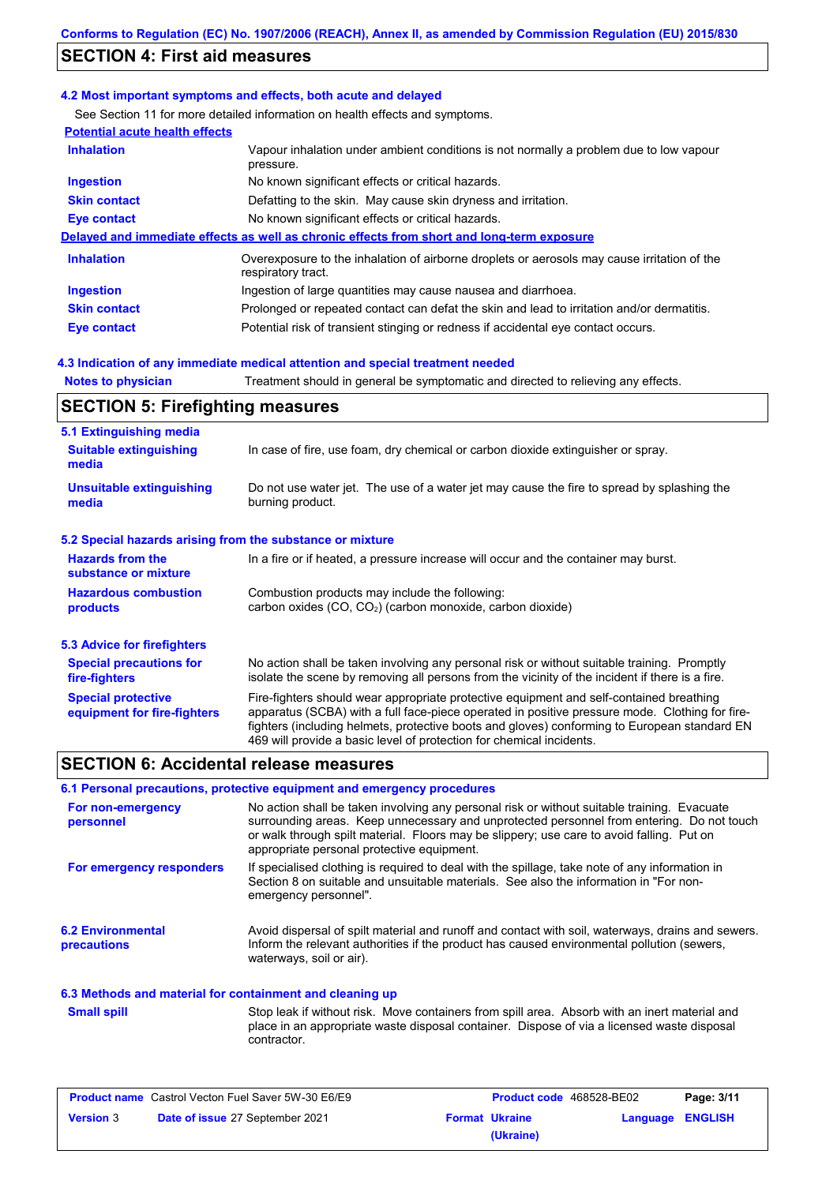## SECTION 4: First aid measures

### 4.2 Most important symptoms and effects, both acute and delayed

See Section 11 for more detailed information on health effects and symptoms.

**Potential acute health effects**

| | |
|---|---|
| **Inhalation** | Vapour inhalation under ambient conditions is not normally a problem due to low vapour pressure. |
| **Ingestion** | No known significant effects or critical hazards. |
| **Skin contact** | Defatting to the skin. May cause skin dryness and irritation. |
| **Eye contact** | No known significant effects or critical hazards. |

**Delayed and immediate effects as well as chronic effects from short and long-term exposure**

| | |
|---|---|
| **Inhalation** | Overexposure to the inhalation of airborne droplets or aerosols may cause irritation of the respiratory tract. |
| **Ingestion** | Ingestion of large quantities may cause nausea and diarrhoea. |
| **Skin contact** | Prolonged or repeated contact can defat the skin and lead to irritation and/or dermatitis. |
| **Eye contact** | Potential risk of transient stinging or redness if accidental eye contact occurs. |

### 4.3 Indication of any immediate medical attention and special treatment needed

**Notes to physician** Treatment should in general be symptomatic and directed to relieving any effects.

## SECTION 5: Firefighting measures

### 5.1 Extinguishing media

| | |
|---|---|
| **Suitable extinguishing media** | In case of fire, use foam, dry chemical or carbon dioxide extinguisher or spray. |
| **Unsuitable extinguishing media** | Do not use water jet. The use of a water jet may cause the fire to spread by splashing the burning product. |

### 5.2 Special hazards arising from the substance or mixture

| | |
|---|---|
| **Hazards from the substance or mixture** | In a fire or if heated, a pressure increase will occur and the container may burst. |
| **Hazardous combustion products** | Combustion products may include the following: carbon oxides ($CO$, $CO_2$) (carbon monoxide, carbon dioxide) |

### 5.3 Advice for firefighters

| | |
|---|---|
| **Special precautions for fire-fighters** | No action shall be taken involving any personal risk or without suitable training. Promptly isolate the scene by removing all persons from the vicinity of the incident if there is a fire. |
| **Special protective equipment for fire-fighters** | Fire-fighters should wear appropriate protective equipment and self-contained breathing apparatus (SCBA) with a full face-piece operated in positive pressure mode. Clothing for fire-fighters (including helmets, protective boots and gloves) conforming to European standard EN 469 will provide a basic level of protection for chemical incidents. |

## SECTION 6: Accidental release measures

### 6.1 Personal precautions, protective equipment and emergency procedures

| | |
|---|---|
| **For non-emergency personnel** | No action shall be taken involving any personal risk or without suitable training. Evacuate surrounding areas. Keep unnecessary and unprotected personnel from entering. Do not touch or walk through spilt material. Floors may be slippery; use care to avoid falling. Put on appropriate personal protective equipment. |
| **For emergency responders** | If specialised clothing is required to deal with the spillage, take note of any information in Section 8 on suitable and unsuitable materials. See also the information in "For non-emergency personnel". |

**6.2 Environmental precautions** Avoid dispersal of spilt material and runoff and contact with soil, waterways, drains and sewers. Inform the relevant authorities if the product has caused environmental pollution (sewers, waterways, soil or air).

### 6.3 Methods and material for containment and cleaning up

**Small spill** Stop leak if without risk. Move containers from spill area. Absorb with an inert material and place in an appropriate waste disposal container. Dispose of via a licensed waste disposal contractor.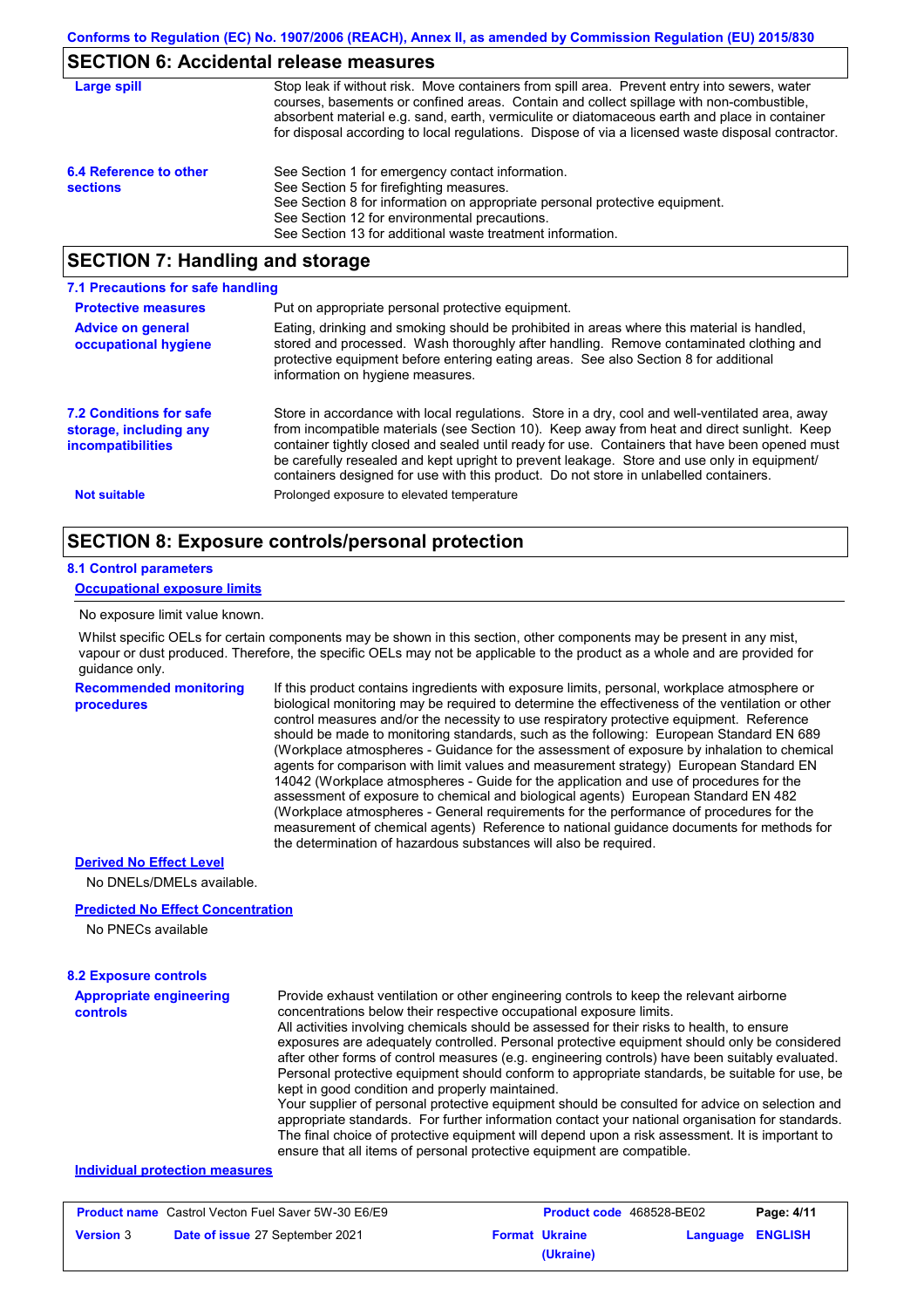## SECTION 6: Accidental release measures

**Large spill**

Stop leak if without risk. Move containers from spill area. Prevent entry into sewers, water courses, basements or confined areas. Contain and collect spillage with non-combustible, absorbent material e.g. sand, earth, vermiculite or diatomaceous earth and place in container for disposal according to local regulations. Dispose of via a licensed waste disposal contractor.

**6.4 Reference to other sections**

See Section 1 for emergency contact information.
See Section 5 for firefighting measures.
See Section 8 for information on appropriate personal protective equipment.
See Section 12 for environmental precautions.
See Section 13 for additional waste treatment information.

## SECTION 7: Handling and storage

### 7.1 Precautions for safe handling

**Protective measures**

Put on appropriate personal protective equipment.

**Advice on general occupational hygiene**

Eating, drinking and smoking should be prohibited in areas where this material is handled, stored and processed. Wash thoroughly after handling. Remove contaminated clothing and protective equipment before entering eating areas. See also Section 8 for additional information on hygiene measures.

**7.2 Conditions for safe storage, including any incompatibilities**

Store in accordance with local regulations. Store in a dry, cool and well-ventilated area, away from incompatible materials (see Section 10). Keep away from heat and direct sunlight. Keep container tightly closed and sealed until ready for use. Containers that have been opened must be carefully resealed and kept upright to prevent leakage. Store and use only in equipment/containers designed for use with this product. Do not store in unlabelled containers.

**Not suitable**

Prolonged exposure to elevated temperature

## SECTION 8: Exposure controls/personal protection

### 8.1 Control parameters

**Occupational exposure limits**

No exposure limit value known.

Whilst specific OELs for certain components may be shown in this section, other components may be present in any mist, vapour or dust produced. Therefore, the specific OELs may not be applicable to the product as a whole and are provided for guidance only.

**Recommended monitoring procedures**

If this product contains ingredients with exposure limits, personal, workplace atmosphere or biological monitoring may be required to determine the effectiveness of the ventilation or other control measures and/or the necessity to use respiratory protective equipment. Reference should be made to monitoring standards, such as the following: European Standard EN 689 (Workplace atmospheres - Guidance for the assessment of exposure by inhalation to chemical agents for comparison with limit values and measurement strategy) European Standard EN 14042 (Workplace atmospheres - Guide for the application and use of procedures for the assessment of exposure to chemical and biological agents) European Standard EN 482 (Workplace atmospheres - General requirements for the performance of procedures for the measurement of chemical agents) Reference to national guidance documents for methods for the determination of hazardous substances will also be required.

**Derived No Effect Level**

No DNELs/DMELs available.

**Predicted No Effect Concentration**

No PNECs available

### 8.2 Exposure controls

**Appropriate engineering controls**

Provide exhaust ventilation or other engineering controls to keep the relevant airborne concentrations below their respective occupational exposure limits.
All activities involving chemicals should be assessed for their risks to health, to ensure exposures are adequately controlled. Personal protective equipment should only be considered after other forms of control measures (e.g. engineering controls) have been suitably evaluated. Personal protective equipment should conform to appropriate standards, be suitable for use, be kept in good condition and properly maintained.
Your supplier of personal protective equipment should be consulted for advice on selection and appropriate standards. For further information contact your national organisation for standards. The final choice of protective equipment will depend upon a risk assessment. It is important to ensure that all items of personal protective equipment are compatible.

**Individual protection measures**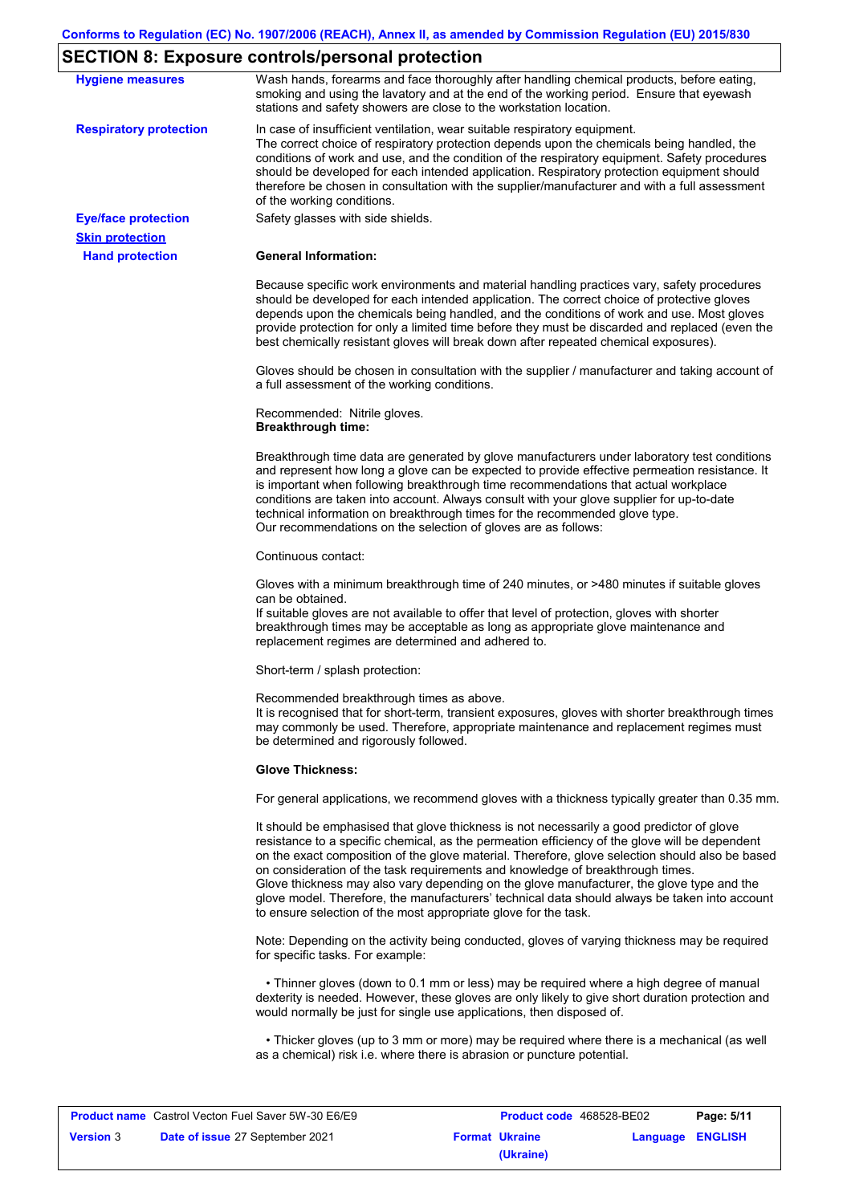## SECTION 8: Exposure controls/personal protection

**Hygiene measures**

Wash hands, forearms and face thoroughly after handling chemical products, before eating, smoking and using the lavatory and at the end of the working period. Ensure that eyewash stations and safety showers are close to the workstation location.

**Respiratory protection**

In case of insufficient ventilation, wear suitable respiratory equipment.
The correct choice of respiratory protection depends upon the chemicals being handled, the conditions of work and use, and the condition of the respiratory equipment. Safety procedures should be developed for each intended application. Respiratory protection equipment should therefore be chosen in consultation with the supplier/manufacturer and with a full assessment of the working conditions.

**Eye/face protection**

Safety glasses with side shields.

**Skin protection**

**Hand protection**

**General Information:**

Because specific work environments and material handling practices vary, safety procedures should be developed for each intended application. The correct choice of protective gloves depends upon the chemicals being handled, and the conditions of work and use. Most gloves provide protection for only a limited time before they must be discarded and replaced (even the best chemically resistant gloves will break down after repeated chemical exposures).

Gloves should be chosen in consultation with the supplier / manufacturer and taking account of a full assessment of the working conditions.

Recommended: Nitrile gloves.

**Breakthrough time:**

Breakthrough time data are generated by glove manufacturers under laboratory test conditions and represent how long a glove can be expected to provide effective permeation resistance. It is important when following breakthrough time recommendations that actual workplace conditions are taken into account. Always consult with your glove supplier for up-to-date technical information on breakthrough times for the recommended glove type.
Our recommendations on the selection of gloves are as follows:

Continuous contact:

Gloves with a minimum breakthrough time of 240 minutes, or >480 minutes if suitable gloves can be obtained.
If suitable gloves are not available to offer that level of protection, gloves with shorter breakthrough times may be acceptable as long as appropriate glove maintenance and replacement regimes are determined and adhered to.

Short-term / splash protection:

Recommended breakthrough times as above.
It is recognised that for short-term, transient exposures, gloves with shorter breakthrough times may commonly be used. Therefore, appropriate maintenance and replacement regimes must be determined and rigorously followed.

**Glove Thickness:**

For general applications, we recommend gloves with a thickness typically greater than 0.35 mm.

It should be emphasised that glove thickness is not necessarily a good predictor of glove resistance to a specific chemical, as the permeation efficiency of the glove will be dependent on the exact composition of the glove material. Therefore, glove selection should also be based on consideration of the task requirements and knowledge of breakthrough times.
Glove thickness may also vary depending on the glove manufacturer, the glove type and the glove model. Therefore, the manufacturers' technical data should always be taken into account to ensure selection of the most appropriate glove for the task.

Note: Depending on the activity being conducted, gloves of varying thickness may be required for specific tasks. For example:

- Thinner gloves (down to 0.1 mm or less) may be required where a high degree of manual dexterity is needed. However, these gloves are only likely to give short duration protection and would normally be just for single use applications, then disposed of.

- Thicker gloves (up to 3 mm or more) may be required where there is a mechanical (as well as a chemical) risk i.e. where there is abrasion or puncture potential.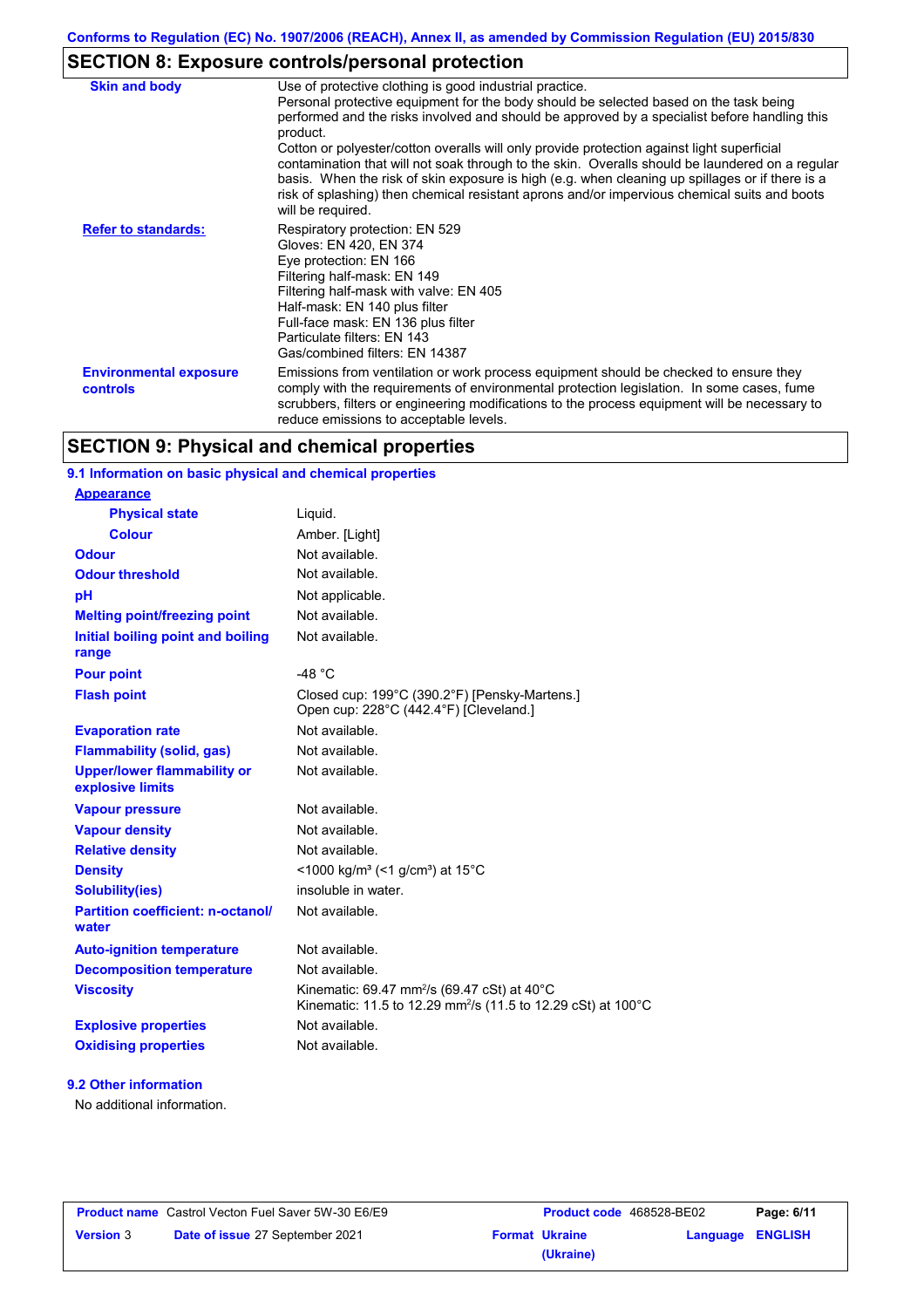## SECTION 8: Exposure controls/personal protection

| | |
|---|---|
| **Skin and body** | Use of protective clothing is good industrial practice. Personal protective equipment for the body should be selected based on the task being performed and the risks involved and should be approved by a specialist before handling this product. Cotton or polyester/cotton overalls will only provide protection against light superficial contamination that will not soak through to the skin. Overalls should be laundered on a regular basis. When the risk of skin exposure is high (e.g. when cleaning up spillages or if there is a risk of splashing) then chemical resistant aprons and/or impervious chemical suits and boots will be required. |
| **Refer to standards:** | Respiratory protection: EN 529<br>Gloves: EN 420, EN 374<br>Eye protection: EN 166<br>Filtering half-mask: EN 149<br>Filtering half-mask with valve: EN 405<br>Half-mask: EN 140 plus filter<br>Full-face mask: EN 136 plus filter<br>Particulate filters: EN 143<br>Gas/combined filters: EN 14387 |
| **Environmental exposure controls** | Emissions from ventilation or work process equipment should be checked to ensure they comply with the requirements of environmental protection legislation. In some cases, fume scrubbers, filters or engineering modifications to the process equipment will be necessary to reduce emissions to acceptable levels. |

## SECTION 9: Physical and chemical properties

### 9.1 Information on basic physical and chemical properties

| | |
|---|---|
| **Appearance** | |
| **Physical state** | Liquid. |
| **Colour** | Amber. [Light] |
| **Odour** | Not available. |
| **Odour threshold** | Not available. |
| **pH** | Not applicable. |
| **Melting point/freezing point** | Not available. |
| **Initial boiling point and boiling range** | Not available. |
| **Pour point** | -48 °C |
| **Flash point** | Closed cup: 199°C (390.2°F) [Pensky-Martens.]<br>Open cup: 228°C (442.4°F) [Cleveland.] |
| **Evaporation rate** | Not available. |
| **Flammability (solid, gas)** | Not available. |
| **Upper/lower flammability or explosive limits** | Not available. |
| **Vapour pressure** | Not available. |
| **Vapour density** | Not available. |
| **Relative density** | Not available. |
| **Density** | <1000 kg/m³ (<1 g/cm³) at 15°C |
| **Solubility(ies)** | insoluble in water. |
| **Partition coefficient: n-octanol/water** | Not available. |
| **Auto-ignition temperature** | Not available. |
| **Decomposition temperature** | Not available. |
| **Viscosity** | Kinematic: 69.47 mm²/s (69.47 cSt) at 40°C<br>Kinematic: 11.5 to 12.29 mm²/s (11.5 to 12.29 cSt) at 100°C |
| **Explosive properties** | Not available. |
| **Oxidising properties** | Not available. |

### 9.2 Other information

No additional information.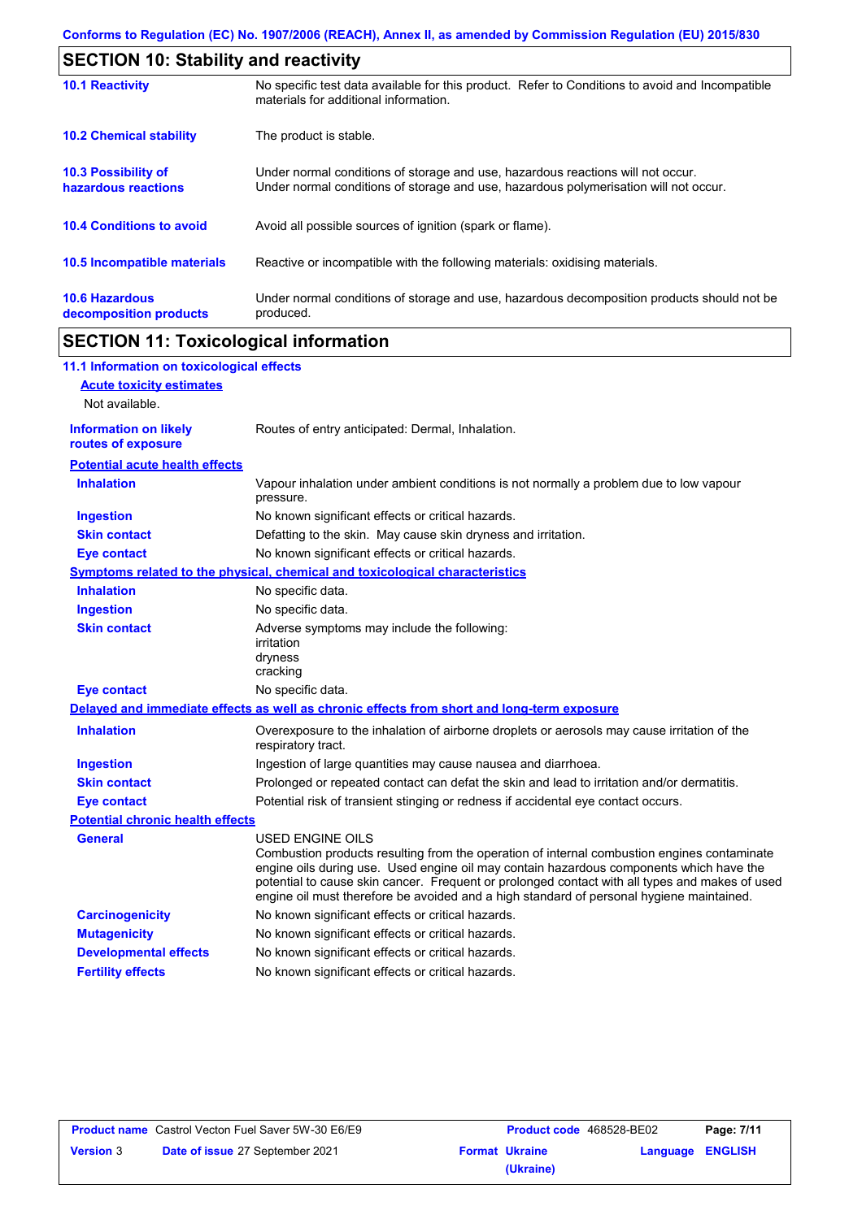## SECTION 10: Stability and reactivity

| | |
|---|---|
| **10.1 Reactivity** | No specific test data available for this product. Refer to Conditions to avoid and Incompatible materials for additional information. |
| **10.2 Chemical stability** | The product is stable. |
| **10.3 Possibility of hazardous reactions** | Under normal conditions of storage and use, hazardous reactions will not occur. Under normal conditions of storage and use, hazardous polymerisation will not occur. |
| **10.4 Conditions to avoid** | Avoid all possible sources of ignition (spark or flame). |
| **10.5 Incompatible materials** | Reactive or incompatible with the following materials: oxidising materials. |
| **10.6 Hazardous decomposition products** | Under normal conditions of storage and use, hazardous decomposition products should not be produced. |

## SECTION 11: Toxicological information

### 11.1 Information on toxicological effects

**Acute toxicity estimates**

Not available.

**Information on likely routes of exposure**: Routes of entry anticipated: Dermal, Inhalation.

**Potential acute health effects**

| | |
|---|---|
| **Inhalation** | Vapour inhalation under ambient conditions is not normally a problem due to low vapour pressure. |
| **Ingestion** | No known significant effects or critical hazards. |
| **Skin contact** | Defatting to the skin. May cause skin dryness and irritation. |
| **Eye contact** | No known significant effects or critical hazards. |

**Symptoms related to the physical, chemical and toxicological characteristics**

| | |
|---|---|
| **Inhalation** | No specific data. |
| **Ingestion** | No specific data. |
| **Skin contact** | Adverse symptoms may include the following: irritation dryness cracking |
| **Eye contact** | No specific data. |

**Delayed and immediate effects as well as chronic effects from short and long-term exposure**

| | |
|---|---|
| **Inhalation** | Overexposure to the inhalation of airborne droplets or aerosols may cause irritation of the respiratory tract. |
| **Ingestion** | Ingestion of large quantities may cause nausea and diarrhoea. |
| **Skin contact** | Prolonged or repeated contact can defat the skin and lead to irritation and/or dermatitis. |
| **Eye contact** | Potential risk of transient stinging or redness if accidental eye contact occurs. |

**Potential chronic health effects**

| | |
|---|---|
| **General** | USED ENGINE OILS Combustion products resulting from the operation of internal combustion engines contaminate engine oils during use. Used engine oil may contain hazardous components which have the potential to cause skin cancer. Frequent or prolonged contact with all types and makes of used engine oil must therefore be avoided and a high standard of personal hygiene maintained. |
| **Carcinogenicity** | No known significant effects or critical hazards. |
| **Mutagenicity** | No known significant effects or critical hazards. |
| **Developmental effects** | No known significant effects or critical hazards. |
| **Fertility effects** | No known significant effects or critical hazards. |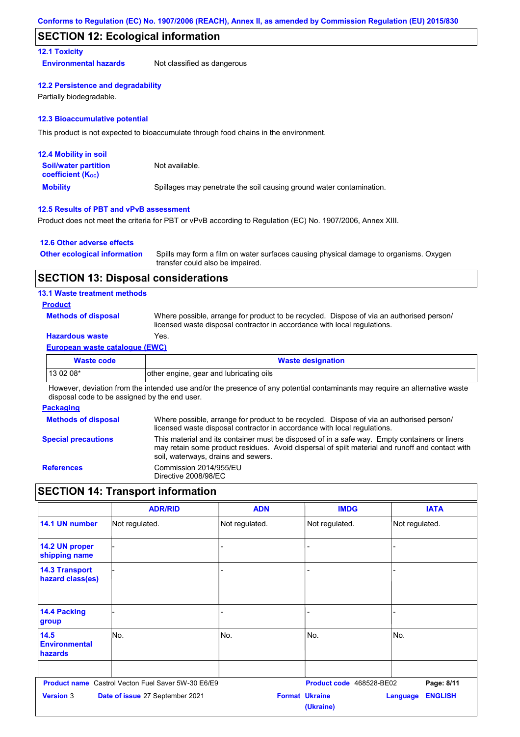## SECTION 12: Ecological information

### 12.1 Toxicity

**Environmental hazards** Not classified as dangerous

### 12.2 Persistence and degradability

Partially biodegradable.

### 12.3 Bioaccumulative potential

This product is not expected to bioaccumulate through food chains in the environment.

### 12.4 Mobility in soil

**Soil/water partition coefficient ($K_{OC}$)** Not available.

**Mobility** Spillages may penetrate the soil causing ground water contamination.

### 12.5 Results of PBT and vPvB assessment

Product does not meet the criteria for PBT or vPvB according to Regulation (EC) No. 1907/2006, Annex XIII.

### 12.6 Other adverse effects

**Other ecological information** Spills may form a film on water surfaces causing physical damage to organisms. Oxygen transfer could also be impaired.

## SECTION 13: Disposal considerations

### 13.1 Waste treatment methods

**Product**

**Methods of disposal** Where possible, arrange for product to be recycled. Dispose of via an authorised person/ licensed waste disposal contractor in accordance with local regulations.

**Hazardous waste** Yes.

**European waste catalogue (EWC)**

| Waste code | Waste designation |
| --- | --- |
| 13 02 08* | other engine, gear and lubricating oils |

However, deviation from the intended use and/or the presence of any potential contaminants may require an alternative waste disposal code to be assigned by the end user.

**Packaging**

**Methods of disposal** Where possible, arrange for product to be recycled. Dispose of via an authorised person/ licensed waste disposal contractor in accordance with local regulations.

**Special precautions** This material and its container must be disposed of in a safe way. Empty containers or liners may retain some product residues. Avoid dispersal of spilt material and runoff and contact with soil, waterways, drains and sewers.

**References** Commission 2014/955/EU
Directive 2008/98/EC

## SECTION 14: Transport information

| | ADR/RID | ADN | IMDG | IATA |
| --- | --- | --- | --- | --- |
| 14.1 UN number | Not regulated. | Not regulated. | Not regulated. | Not regulated. |
| 14.2 UN proper shipping name | - | - | - | - |
| 14.3 Transport hazard class(es) | - | - | - | - |
| 14.4 Packing group | - | - | - | - |
| 14.5 Environmental hazards | No. | No. | No. | No. |
| | | | | |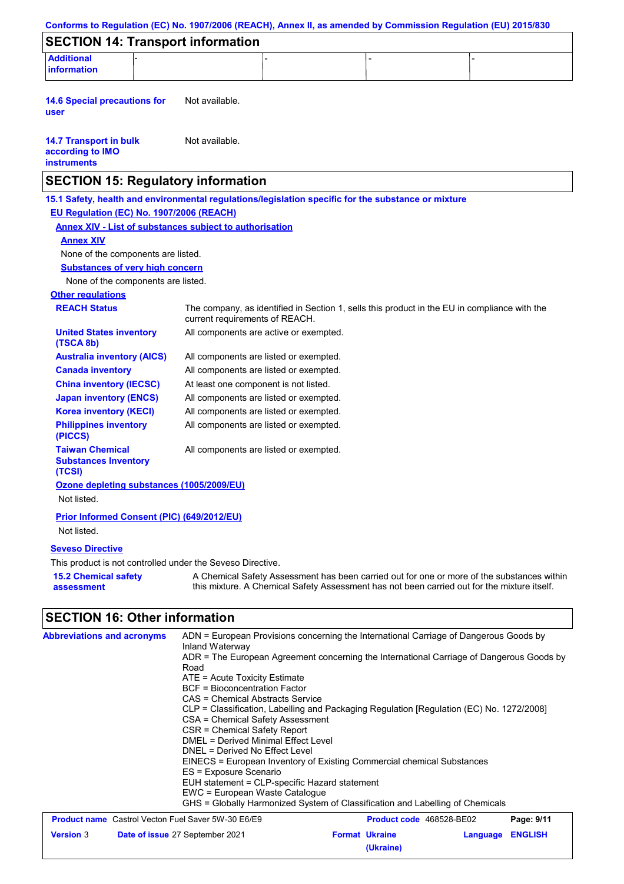## SECTION 14: Transport information

| Additional information | - | - | - | - |
|---|---|---|---|---|

**14.6 Special precautions for user** Not available.

**14.7 Transport in bulk according to IMO instruments** Not available.

## SECTION 15: Regulatory information

### 15.1 Safety, health and environmental regulations/legislation specific for the substance or mixture

**EU Regulation (EC) No. 1907/2006 (REACH)**

**Annex XIV - List of substances subject to authorisation**

**Annex XIV**

None of the components are listed.

**Substances of very high concern**

None of the components are listed.

**Other regulations**

| | |
|---|---|
| **REACH Status** | The company, as identified in Section 1, sells this product in the EU in compliance with the current requirements of REACH. |
| **United States inventory (TSCA 8b)** | All components are active or exempted. |
| **Australia inventory (AICS)** | All components are listed or exempted. |
| **Canada inventory** | All components are listed or exempted. |
| **China inventory (IECSC)** | At least one component is not listed. |
| **Japan inventory (ENCS)** | All components are listed or exempted. |
| **Korea inventory (KECI)** | All components are listed or exempted. |
| **Philippines inventory (PICCS)** | All components are listed or exempted. |
| **Taiwan Chemical Substances Inventory (TCSI)** | All components are listed or exempted. |

**Ozone depleting substances (1005/2009/EU)**

Not listed.

**Prior Informed Consent (PIC) (649/2012/EU)**

Not listed.

**Seveso Directive**

This product is not controlled under the Seveso Directive.

**15.2 Chemical safety assessment** A Chemical Safety Assessment has been carried out for one or more of the substances within this mixture. A Chemical Safety Assessment has not been carried out for the mixture itself.

## SECTION 16: Other information

**Abbreviations and acronyms**

ADN = European Provisions concerning the International Carriage of Dangerous Goods by Inland Waterway
ADR = The European Agreement concerning the International Carriage of Dangerous Goods by Road
ATE = Acute Toxicity Estimate
BCF = Bioconcentration Factor
CAS = Chemical Abstracts Service
CLP = Classification, Labelling and Packaging Regulation [Regulation (EC) No. 1272/2008]
CSA = Chemical Safety Assessment
CSR = Chemical Safety Report
DMEL = Derived Minimal Effect Level
DNEL = Derived No Effect Level
EINECS = European Inventory of Existing Commercial chemical Substances
ES = Exposure Scenario
EUH statement = CLP-specific Hazard statement
EWC = European Waste Catalogue
GHS = Globally Harmonized System of Classification and Labelling of Chemicals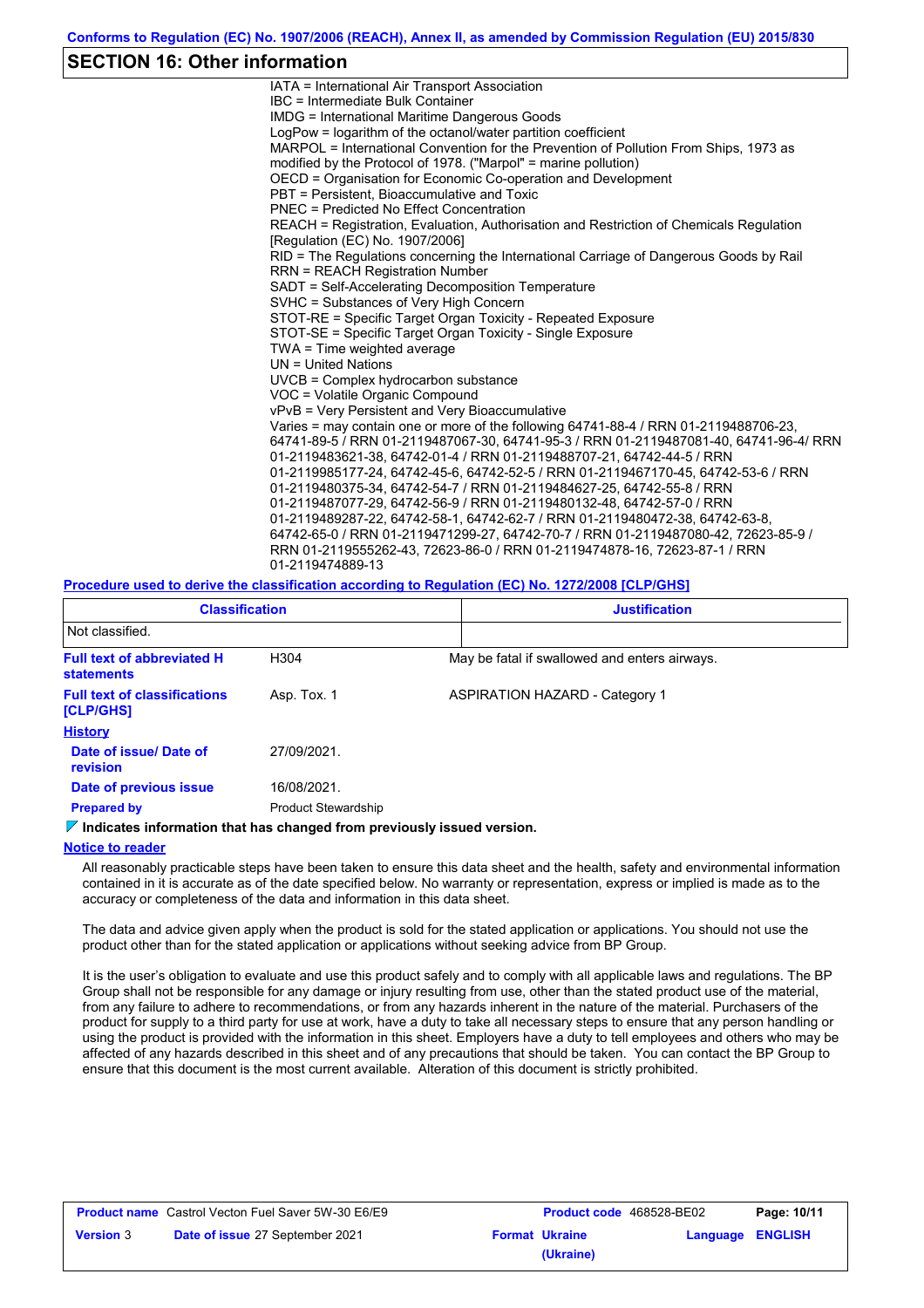## SECTION 16: Other information

IATA = International Air Transport Association
IBC = Intermediate Bulk Container
IMDG = International Maritime Dangerous Goods
LogPow = logarithm of the octanol/water partition coefficient
MARPOL = International Convention for the Prevention of Pollution From Ships, 1973 as modified by the Protocol of 1978. ("Marpol" = marine pollution)
OECD = Organisation for Economic Co-operation and Development
PBT = Persistent, Bioaccumulative and Toxic
PNEC = Predicted No Effect Concentration
REACH = Registration, Evaluation, Authorisation and Restriction of Chemicals Regulation [Regulation (EC) No. 1907/2006]
RID = The Regulations concerning the International Carriage of Dangerous Goods by Rail
RRN = REACH Registration Number
SADT = Self-Accelerating Decomposition Temperature
SVHC = Substances of Very High Concern
STOT-RE = Specific Target Organ Toxicity - Repeated Exposure
STOT-SE = Specific Target Organ Toxicity - Single Exposure
TWA = Time weighted average
UN = United Nations
UVCB = Complex hydrocarbon substance
VOC = Volatile Organic Compound
vPvB = Very Persistent and Very Bioaccumulative
Varies = may contain one or more of the following 64741-88-4 / RRN 01-2119488706-23, 64741-89-5 / RRN 01-2119487067-30, 64741-95-3 / RRN 01-2119487081-40, 64741-96-4/ RRN 01-2119483621-38, 64742-01-4 / RRN 01-2119488707-21, 64742-44-5 / RRN 01-2119985177-24, 64742-45-6, 64742-52-5 / RRN 01-2119467170-45, 64742-53-6 / RRN 01-2119480375-34, 64742-54-7 / RRN 01-2119484627-25, 64742-55-8 / RRN 01-2119487077-29, 64742-56-9 / RRN 01-2119480132-48, 64742-57-0 / RRN 01-2119489287-22, 64742-58-1, 64742-62-7 / RRN 01-2119480472-38, 64742-63-8, 64742-65-0 / RRN 01-2119471299-27, 64742-70-7 / RRN 01-2119487080-42, 72623-85-9 / RRN 01-2119555262-43, 72623-86-0 / RRN 01-2119474878-16, 72623-87-1 / RRN 01-2119474889-13

**Procedure used to derive the classification according to Regulation (EC) No. 1272/2008 [CLP/GHS]**

| Classification | Justification |
|---|---|
| Not classified. | |

| | | |
|---|---|---|
| **Full text of abbreviated H statements** | H304 | May be fatal if swallowed and enters airways. |
| **Full text of classifications [CLP/GHS]** | Asp. Tox. 1 | ASPIRATION HAZARD - Category 1 |

**History**

| | |
|---|---|
| **Date of issue/ Date of revision** | 27/09/2021. |
| **Date of previous issue** | 16/08/2021. |
| **Prepared by** | Product Stewardship |

**Indicates information that has changed from previously issued version.**

**Notice to reader**

All reasonably practicable steps have been taken to ensure this data sheet and the health, safety and environmental information contained in it is accurate as of the date specified below. No warranty or representation, express or implied is made as to the accuracy or completeness of the data and information in this data sheet.

The data and advice given apply when the product is sold for the stated application or applications. You should not use the product other than for the stated application or applications without seeking advice from BP Group.

It is the user's obligation to evaluate and use this product safely and to comply with all applicable laws and regulations. The BP Group shall not be responsible for any damage or injury resulting from use, other than the stated product use of the material, from any failure to adhere to recommendations, or from any hazards inherent in the nature of the material. Purchasers of the product for supply to a third party for use at work, have a duty to take all necessary steps to ensure that any person handling or using the product is provided with the information in this sheet. Employers have a duty to tell employees and others who may be affected of any hazards described in this sheet and of any precautions that should be taken. You can contact the BP Group to ensure that this document is the most current available. Alteration of this document is strictly prohibited.